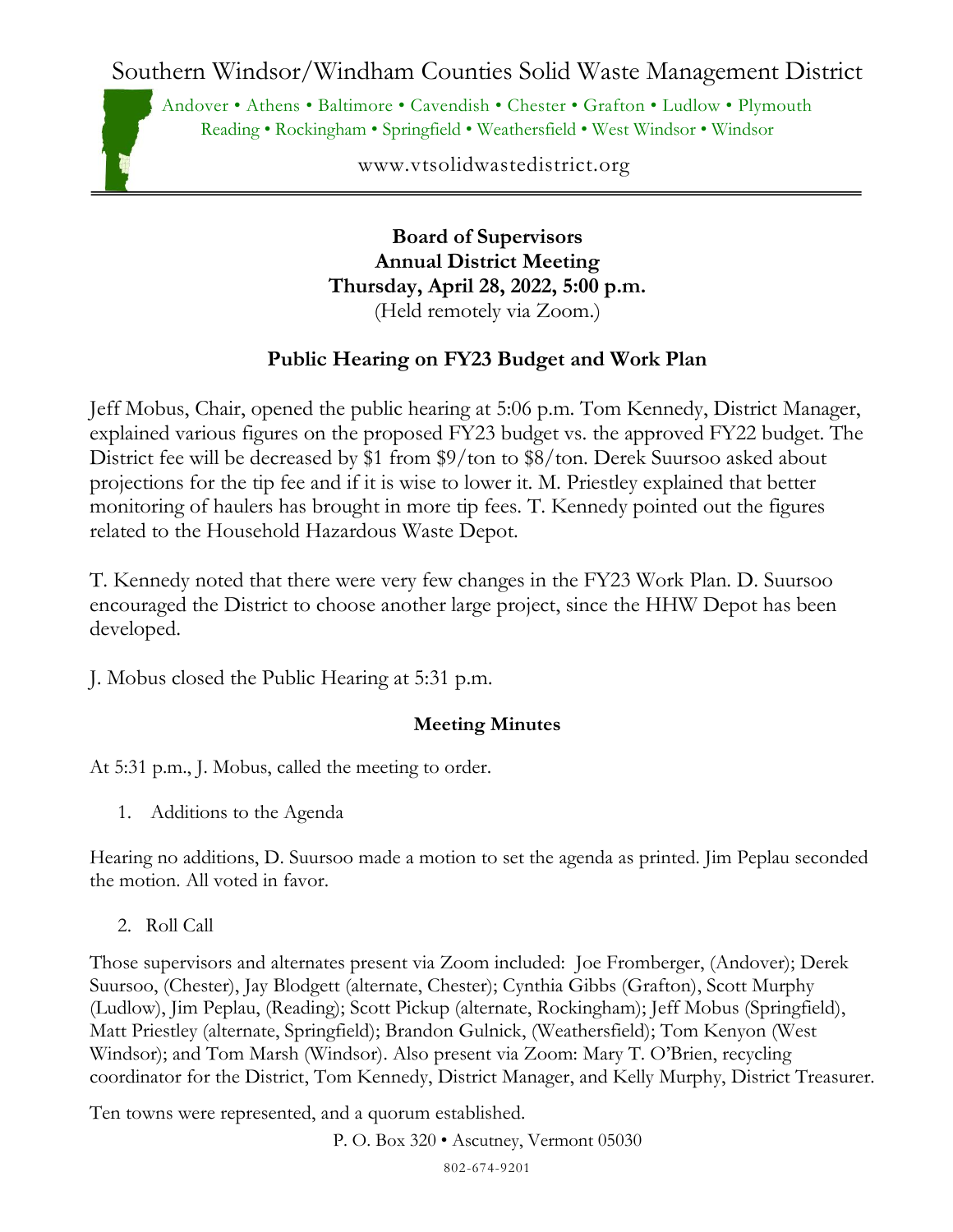# Southern Windsor/Windham Counties Solid Waste Management District

Andover • Athens • Baltimore • Cavendish • Chester • Grafton • Ludlow • Plymouth
Reading • Rockingham • Springfield • Weathersfield • West Windsor • Windsor

www.vtsolidwastedistrict.org

**Board of Supervisors**
**Annual District Meeting**
**Thursday, April 28, 2022, 5:00 p.m.**
(Held remotely via Zoom.)

## Public Hearing on FY23 Budget and Work Plan

Jeff Mobus, Chair, opened the public hearing at 5:06 p.m. Tom Kennedy, District Manager, explained various figures on the proposed FY23 budget vs. the approved FY22 budget. The District fee will be decreased by $1 from $9/ton to $8/ton. Derek Suursoo asked about projections for the tip fee and if it is wise to lower it. M. Priestley explained that better monitoring of haulers has brought in more tip fees. T. Kennedy pointed out the figures related to the Household Hazardous Waste Depot.

T. Kennedy noted that there were very few changes in the FY23 Work Plan. D. Suursoo encouraged the District to choose another large project, since the HHW Depot has been developed.

J. Mobus closed the Public Hearing at 5:31 p.m.

### Meeting Minutes

At 5:31 p.m., J. Mobus, called the meeting to order.

1. Additions to the Agenda

Hearing no additions, D. Suursoo made a motion to set the agenda as printed. Jim Peplau seconded the motion. All voted in favor.

2. Roll Call

Those supervisors and alternates present via Zoom included: Joe Fromberger, (Andover); Derek Suursoo, (Chester), Jay Blodgett (alternate, Chester); Cynthia Gibbs (Grafton), Scott Murphy (Ludlow), Jim Peplau, (Reading); Scott Pickup (alternate, Rockingham); Jeff Mobus (Springfield), Matt Priestley (alternate, Springfield); Brandon Gulnick, (Weathersfield); Tom Kenyon (West Windsor); and Tom Marsh (Windsor). Also present via Zoom: Mary T. O'Brien, recycling coordinator for the District, Tom Kennedy, District Manager, and Kelly Murphy, District Treasurer.

Ten towns were represented, and a quorum established.

P. O. Box 320 • Ascutney, Vermont 05030
802-674-9201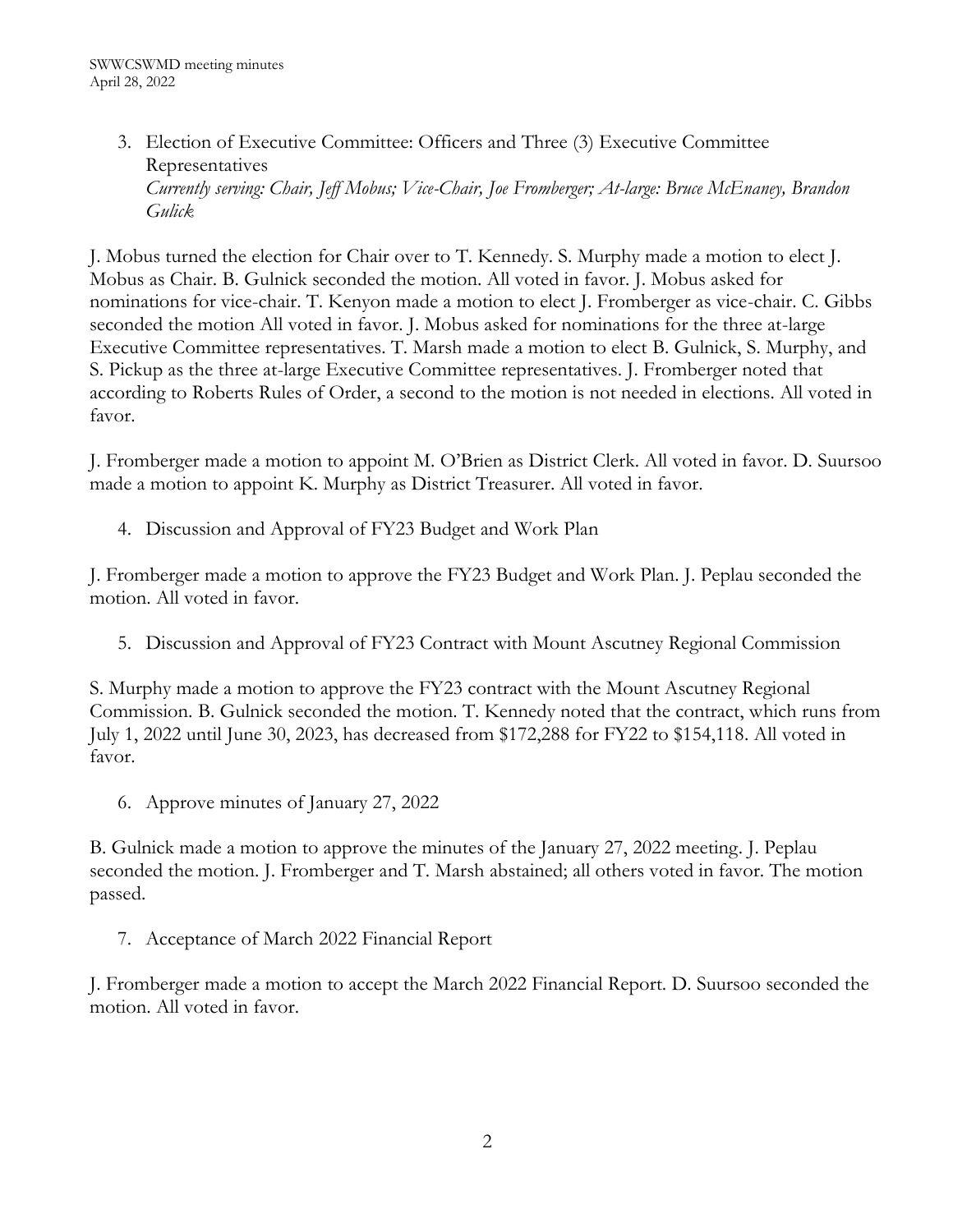3. Election of Executive Committee: Officers and Three (3) Executive Committee Representatives
*Currently serving: Chair, Jeff Mobus; Vice-Chair, Joe Fromberger; At-large: Bruce McEnaney, Brandon Gulick*

J. Mobus turned the election for Chair over to T. Kennedy. S. Murphy made a motion to elect J. Mobus as Chair. B. Gulnick seconded the motion. All voted in favor. J. Mobus asked for nominations for vice-chair. T. Kenyon made a motion to elect J. Fromberger as vice-chair. C. Gibbs seconded the motion All voted in favor. J. Mobus asked for nominations for the three at-large Executive Committee representatives. T. Marsh made a motion to elect B. Gulnick, S. Murphy, and S. Pickup as the three at-large Executive Committee representatives. J. Fromberger noted that according to Roberts Rules of Order, a second to the motion is not needed in elections. All voted in favor.

J. Fromberger made a motion to appoint M. O'Brien as District Clerk. All voted in favor. D. Suursoo made a motion to appoint K. Murphy as District Treasurer. All voted in favor.

4. Discussion and Approval of FY23 Budget and Work Plan

J. Fromberger made a motion to approve the FY23 Budget and Work Plan. J. Peplau seconded the motion. All voted in favor.

5. Discussion and Approval of FY23 Contract with Mount Ascutney Regional Commission

S. Murphy made a motion to approve the FY23 contract with the Mount Ascutney Regional Commission. B. Gulnick seconded the motion. T. Kennedy noted that the contract, which runs from July 1, 2022 until June 30, 2023, has decreased from $172,288 for FY22 to $154,118. All voted in favor.

6. Approve minutes of January 27, 2022

B. Gulnick made a motion to approve the minutes of the January 27, 2022 meeting. J. Peplau seconded the motion. J. Fromberger and T. Marsh abstained; all others voted in favor. The motion passed.

7. Acceptance of March 2022 Financial Report

J. Fromberger made a motion to accept the March 2022 Financial Report. D. Suursoo seconded the motion. All voted in favor.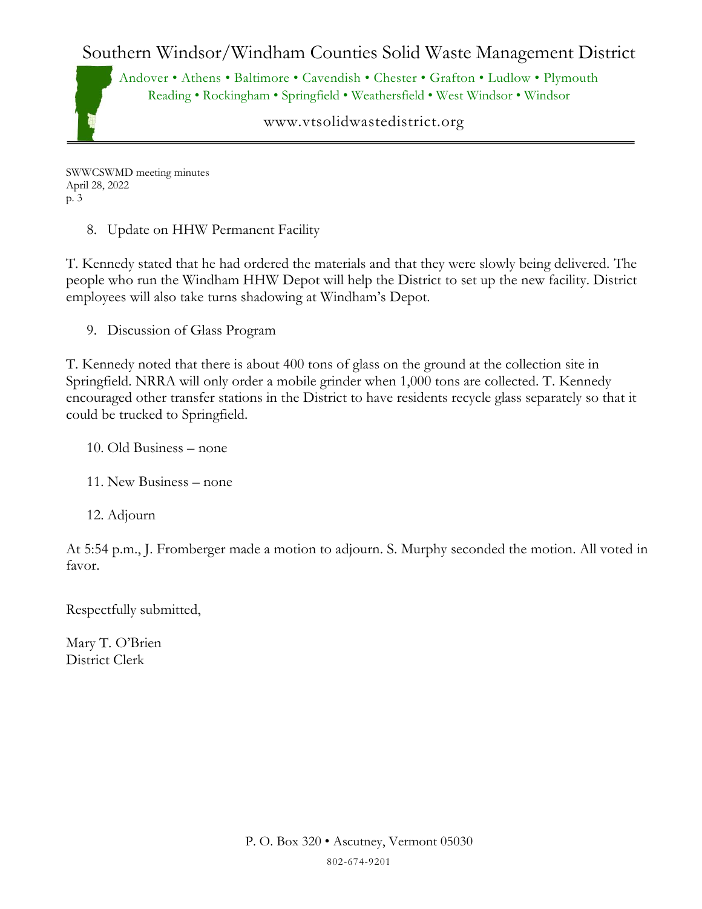SWWCSWMD meeting minutes
April 28, 2022
p. 3

8. Update on HHW Permanent Facility

T. Kennedy stated that he had ordered the materials and that they were slowly being delivered. The people who run the Windham HHW Depot will help the District to set up the new facility. District employees will also take turns shadowing at Windham's Depot.

9. Discussion of Glass Program

T. Kennedy noted that there is about 400 tons of glass on the ground at the collection site in Springfield. NRRA will only order a mobile grinder when 1,000 tons are collected. T. Kennedy encouraged other transfer stations in the District to have residents recycle glass separately so that it could be trucked to Springfield.

10. Old Business – none

11. New Business – none

12. Adjourn

At 5:54 p.m., J. Fromberger made a motion to adjourn. S. Murphy seconded the motion. All voted in favor.

Respectfully submitted,

Mary T. O'Brien
District Clerk